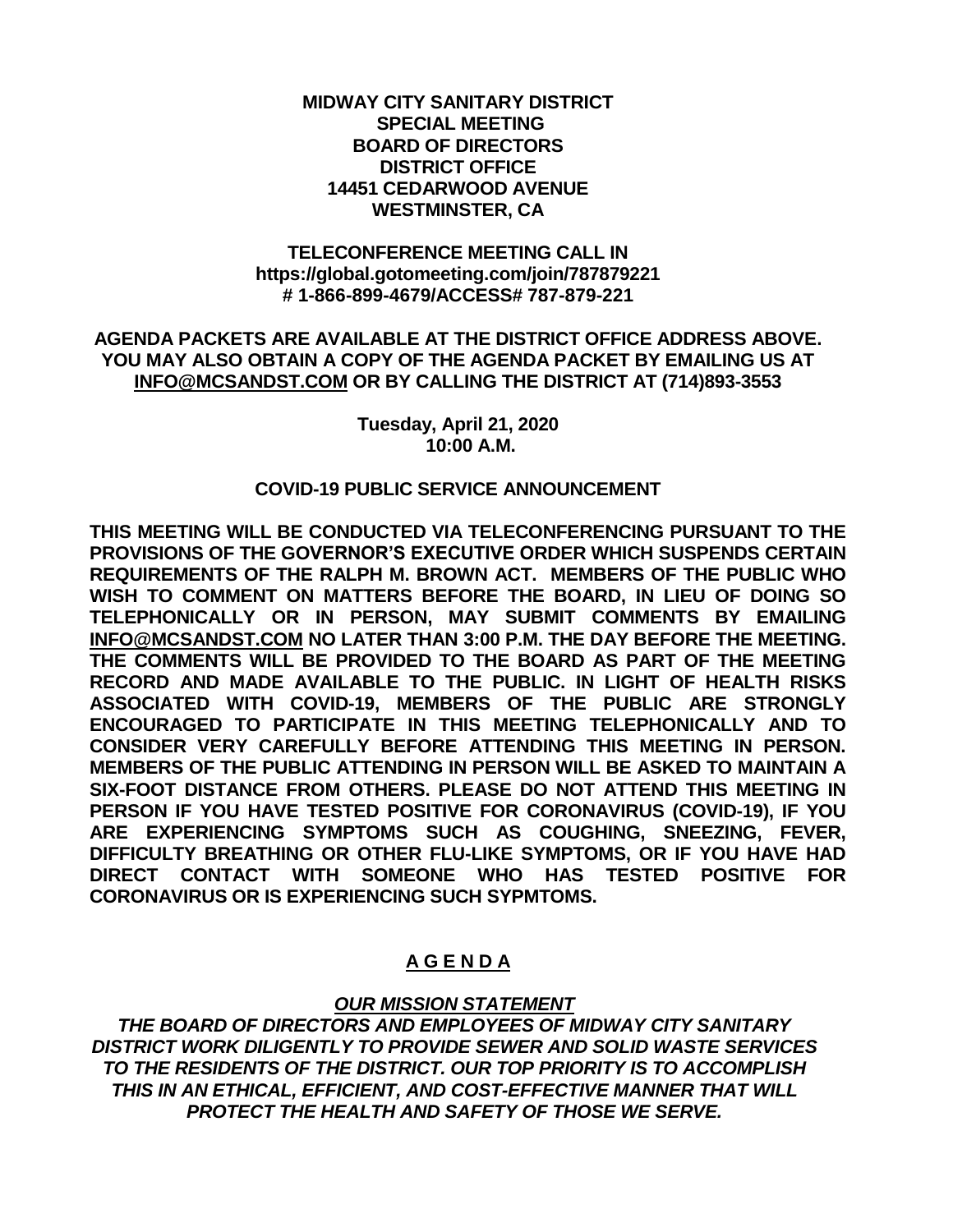**MIDWAY CITY SANITARY DISTRICT**
**SPECIAL MEETING**
**BOARD OF DIRECTORS**
**DISTRICT OFFICE**
**14451 CEDARWOOD AVENUE**
**WESTMINSTER, CA**

**TELECONFERENCE MEETING CALL IN**
**https://global.gotomeeting.com/join/787879221**
**# 1-866-899-4679/ACCESS# 787-879-221**

**AGENDA PACKETS ARE AVAILABLE AT THE DISTRICT OFFICE ADDRESS ABOVE. YOU MAY ALSO OBTAIN A COPY OF THE AGENDA PACKET BY EMAILING US AT INFO@MCSANDST.COM OR BY CALLING THE DISTRICT AT (714)893-3553**

**Tuesday, April 21, 2020**
**10:00 A.M.**

**COVID-19 PUBLIC SERVICE ANNOUNCEMENT**

**THIS MEETING WILL BE CONDUCTED VIA TELECONFERENCING PURSUANT TO THE PROVISIONS OF THE GOVERNOR'S EXECUTIVE ORDER WHICH SUSPENDS CERTAIN REQUIREMENTS OF THE RALPH M. BROWN ACT. MEMBERS OF THE PUBLIC WHO WISH TO COMMENT ON MATTERS BEFORE THE BOARD, IN LIEU OF DOING SO TELEPHONICALLY OR IN PERSON, MAY SUBMIT COMMENTS BY EMAILING INFO@MCSANDST.COM NO LATER THAN 3:00 P.M. THE DAY BEFORE THE MEETING. THE COMMENTS WILL BE PROVIDED TO THE BOARD AS PART OF THE MEETING RECORD AND MADE AVAILABLE TO THE PUBLIC. IN LIGHT OF HEALTH RISKS ASSOCIATED WITH COVID-19, MEMBERS OF THE PUBLIC ARE STRONGLY ENCOURAGED TO PARTICIPATE IN THIS MEETING TELEPHONICALLY AND TO CONSIDER VERY CAREFULLY BEFORE ATTENDING THIS MEETING IN PERSON. MEMBERS OF THE PUBLIC ATTENDING IN PERSON WILL BE ASKED TO MAINTAIN A SIX-FOOT DISTANCE FROM OTHERS. PLEASE DO NOT ATTEND THIS MEETING IN PERSON IF YOU HAVE TESTED POSITIVE FOR CORONAVIRUS (COVID-19), IF YOU ARE EXPERIENCING SYMPTOMS SUCH AS COUGHING, SNEEZING, FEVER, DIFFICULTY BREATHING OR OTHER FLU-LIKE SYMPTOMS, OR IF YOU HAVE HAD DIRECT CONTACT WITH SOMEONE WHO HAS TESTED POSITIVE FOR CORONAVIRUS OR IS EXPERIENCING SUCH SYPMTOMS.**

# A G E N D A

***OUR MISSION STATEMENT***

***THE BOARD OF DIRECTORS AND EMPLOYEES OF MIDWAY CITY SANITARY DISTRICT WORK DILIGENTLY TO PROVIDE SEWER AND SOLID WASTE SERVICES TO THE RESIDENTS OF THE DISTRICT. OUR TOP PRIORITY IS TO ACCOMPLISH THIS IN AN ETHICAL, EFFICIENT, AND COST-EFFECTIVE MANNER THAT WILL PROTECT THE HEALTH AND SAFETY OF THOSE WE SERVE.***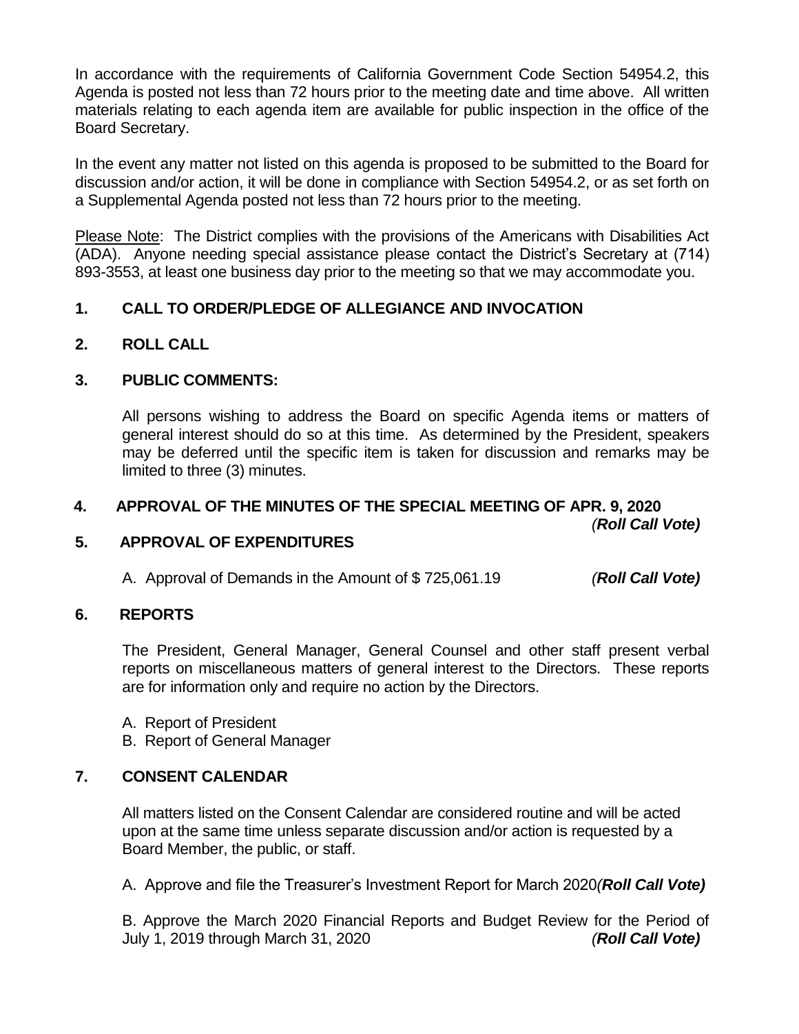In accordance with the requirements of California Government Code Section 54954.2, this Agenda is posted not less than 72 hours prior to the meeting date and time above. All written materials relating to each agenda item are available for public inspection in the office of the Board Secretary.

In the event any matter not listed on this agenda is proposed to be submitted to the Board for discussion and/or action, it will be done in compliance with Section 54954.2, or as set forth on a Supplemental Agenda posted not less than 72 hours prior to the meeting.

Please Note: The District complies with the provisions of the Americans with Disabilities Act (ADA). Anyone needing special assistance please contact the District's Secretary at (714) 893-3553, at least one business day prior to the meeting so that we may accommodate you.

**1. CALL TO ORDER/PLEDGE OF ALLEGIANCE AND INVOCATION**

**2. ROLL CALL**

**3. PUBLIC COMMENTS:**

All persons wishing to address the Board on specific Agenda items or matters of general interest should do so at this time. As determined by the President, speakers may be deferred until the specific item is taken for discussion and remarks may be limited to three (3) minutes.

**4. APPROVAL OF THE MINUTES OF THE SPECIAL MEETING OF APR. 9, 2020** *(**Roll Call Vote)***

**5. APPROVAL OF EXPENDITURES**

A. Approval of Demands in the Amount of $ 725,061.19 *(**Roll Call Vote)***

**6. REPORTS**

The President, General Manager, General Counsel and other staff present verbal reports on miscellaneous matters of general interest to the Directors. These reports are for information only and require no action by the Directors.

A. Report of President
B. Report of General Manager

**7. CONSENT CALENDAR**

All matters listed on the Consent Calendar are considered routine and will be acted upon at the same time unless separate discussion and/or action is requested by a Board Member, the public, or staff.

A. Approve and file the Treasurer's Investment Report for March 2020*(**Roll Call Vote)***

B. Approve the March 2020 Financial Reports and Budget Review for the Period of July 1, 2019 through March 31, 2020 *(**Roll Call Vote)***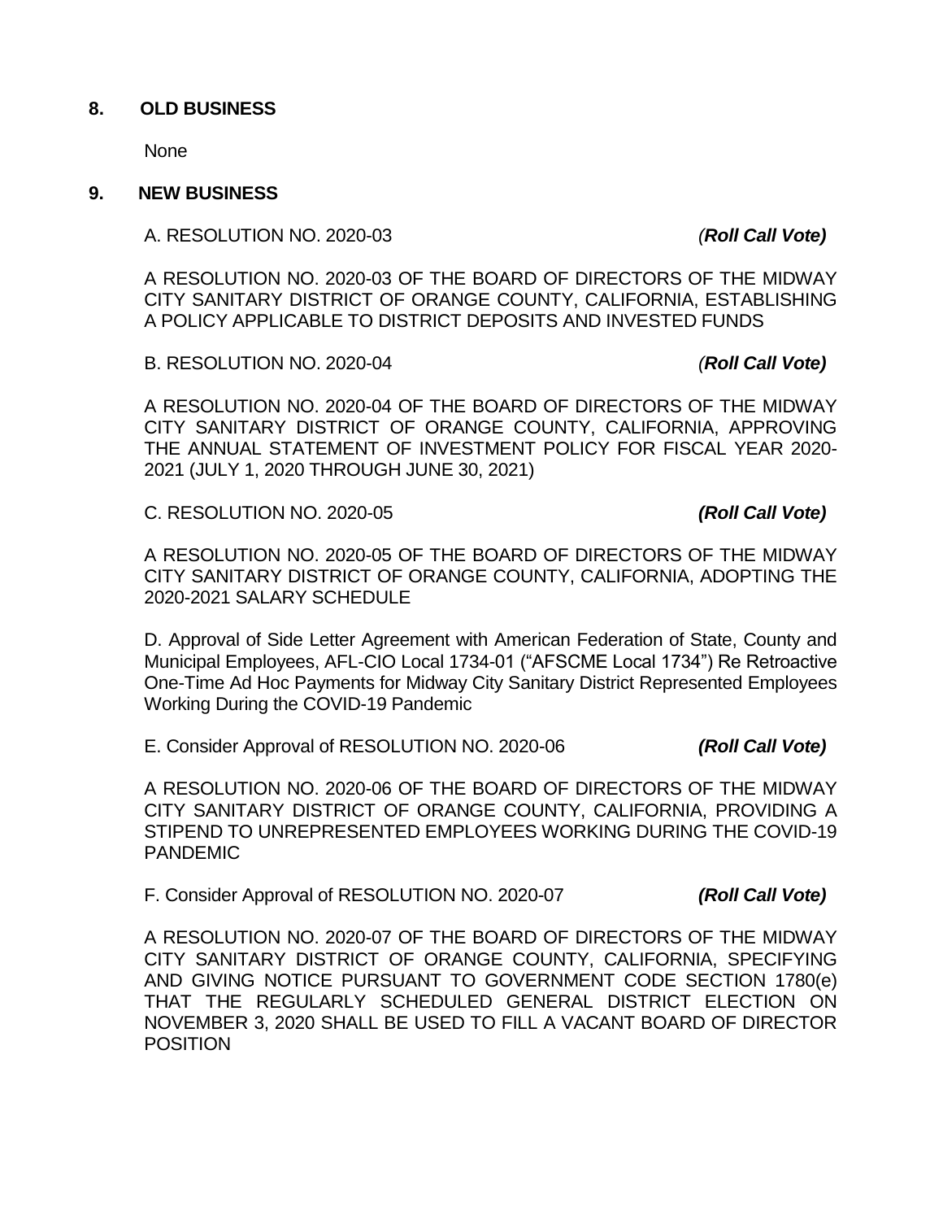## 8. OLD BUSINESS

None

## 9. NEW BUSINESS

A. RESOLUTION NO. 2020-03 *(**Roll Call Vote)***

A RESOLUTION NO. 2020-03 OF THE BOARD OF DIRECTORS OF THE MIDWAY CITY SANITARY DISTRICT OF ORANGE COUNTY, CALIFORNIA, ESTABLISHING A POLICY APPLICABLE TO DISTRICT DEPOSITS AND INVESTED FUNDS

B. RESOLUTION NO. 2020-04 *(**Roll Call Vote)***

A RESOLUTION NO. 2020-04 OF THE BOARD OF DIRECTORS OF THE MIDWAY CITY SANITARY DISTRICT OF ORANGE COUNTY, CALIFORNIA, APPROVING THE ANNUAL STATEMENT OF INVESTMENT POLICY FOR FISCAL YEAR 2020-2021 (JULY 1, 2020 THROUGH JUNE 30, 2021)

C. RESOLUTION NO. 2020-05 ***(Roll Call Vote)***

A RESOLUTION NO. 2020-05 OF THE BOARD OF DIRECTORS OF THE MIDWAY CITY SANITARY DISTRICT OF ORANGE COUNTY, CALIFORNIA, ADOPTING THE 2020-2021 SALARY SCHEDULE

D. Approval of Side Letter Agreement with American Federation of State, County and Municipal Employees, AFL-CIO Local 1734-01 ("AFSCME Local 1734") Re Retroactive One-Time Ad Hoc Payments for Midway City Sanitary District Represented Employees Working During the COVID-19 Pandemic

E. Consider Approval of RESOLUTION NO. 2020-06 ***(Roll Call Vote)***

A RESOLUTION NO. 2020-06 OF THE BOARD OF DIRECTORS OF THE MIDWAY CITY SANITARY DISTRICT OF ORANGE COUNTY, CALIFORNIA, PROVIDING A STIPEND TO UNREPRESENTED EMPLOYEES WORKING DURING THE COVID-19 PANDEMIC

F. Consider Approval of RESOLUTION NO. 2020-07 ***(Roll Call Vote)***

A RESOLUTION NO. 2020-07 OF THE BOARD OF DIRECTORS OF THE MIDWAY CITY SANITARY DISTRICT OF ORANGE COUNTY, CALIFORNIA, SPECIFYING AND GIVING NOTICE PURSUANT TO GOVERNMENT CODE SECTION 1780(e) THAT THE REGULARLY SCHEDULED GENERAL DISTRICT ELECTION ON NOVEMBER 3, 2020 SHALL BE USED TO FILL A VACANT BOARD OF DIRECTOR POSITION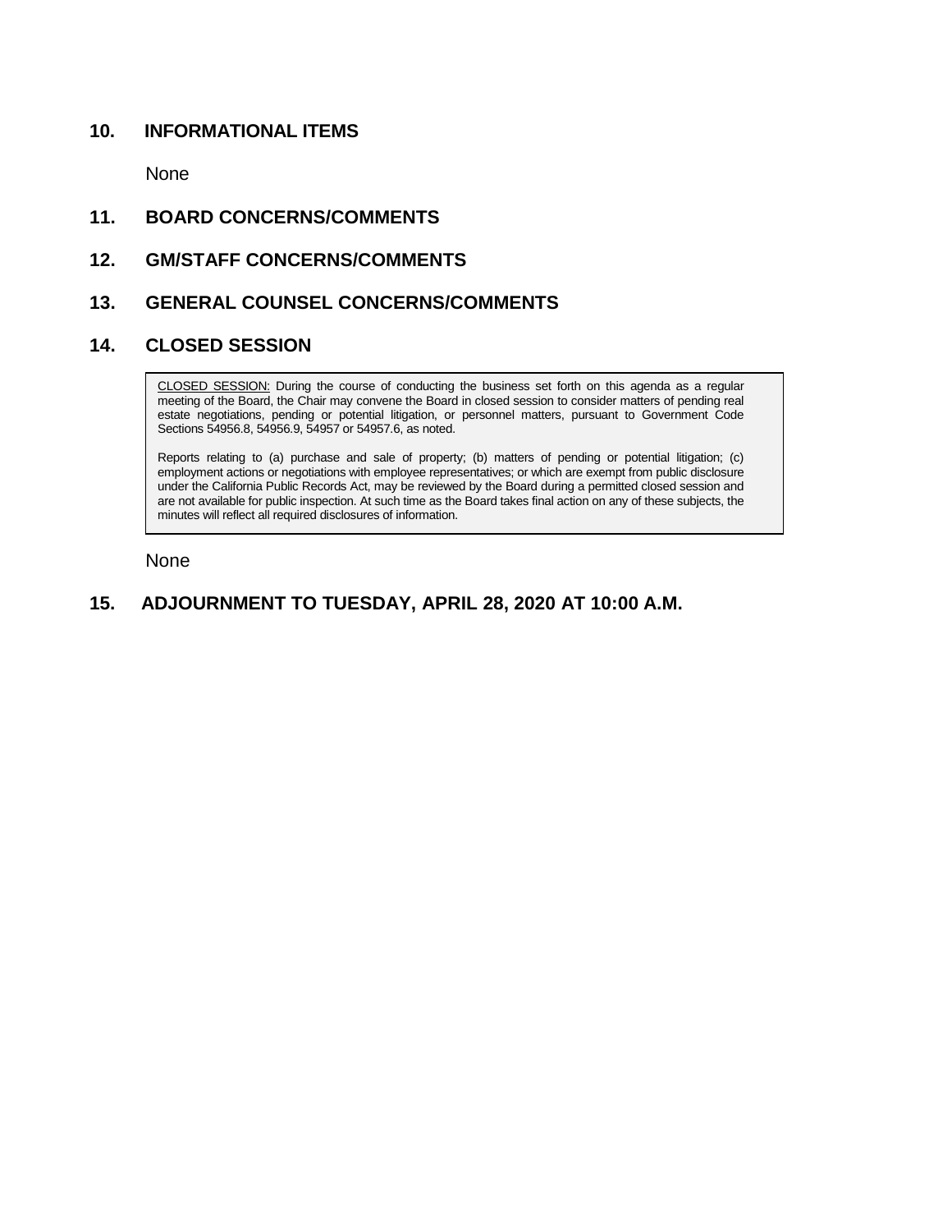## 10. INFORMATIONAL ITEMS

None

## 11. BOARD CONCERNS/COMMENTS

## 12. GM/STAFF CONCERNS/COMMENTS

## 13. GENERAL COUNSEL CONCERNS/COMMENTS

## 14. CLOSED SESSION

> CLOSED SESSION: During the course of conducting the business set forth on this agenda as a regular meeting of the Board, the Chair may convene the Board in closed session to consider matters of pending real estate negotiations, pending or potential litigation, or personnel matters, pursuant to Government Code Sections 54956.8, 54956.9, 54957 or 54957.6, as noted.
>
> Reports relating to (a) purchase and sale of property; (b) matters of pending or potential litigation; (c) employment actions or negotiations with employee representatives; or which are exempt from public disclosure under the California Public Records Act, may be reviewed by the Board during a permitted closed session and are not available for public inspection. At such time as the Board takes final action on any of these subjects, the minutes will reflect all required disclosures of information.

None

## 15. ADJOURNMENT TO TUESDAY, APRIL 28, 2020 AT 10:00 A.M.